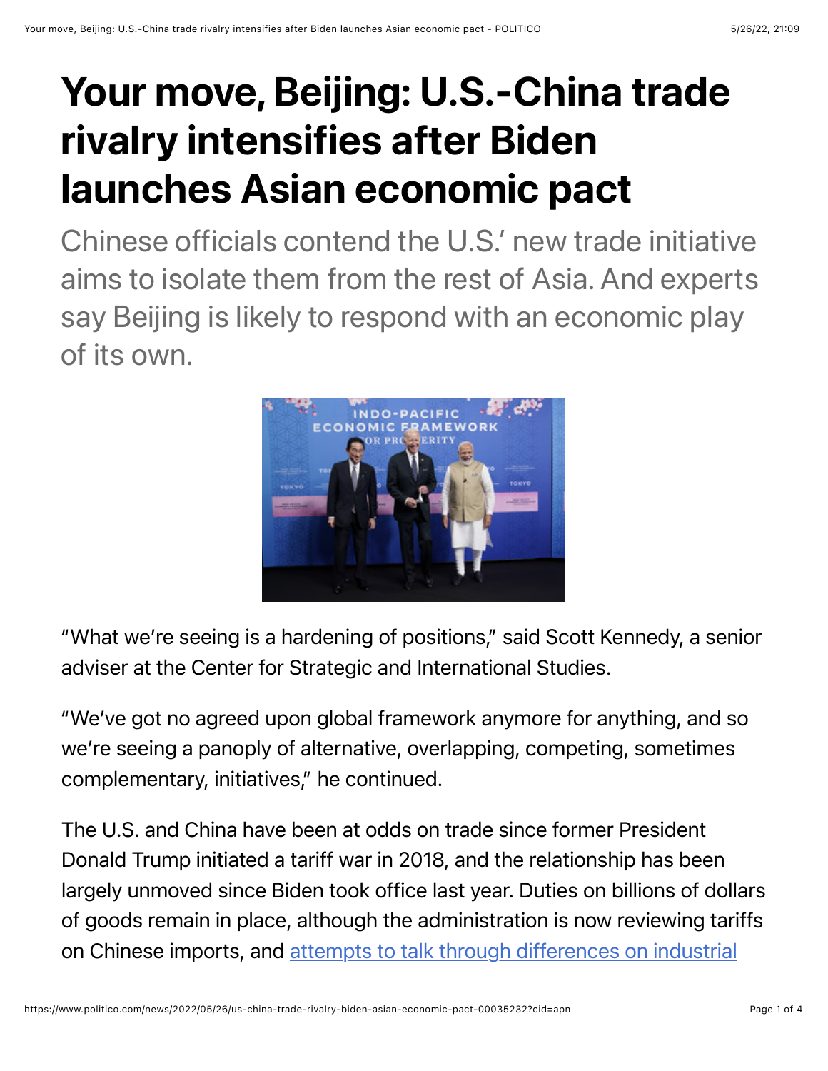# Your move, Beijing: U.S.-China trade rivalry intensifies after Biden launches Asian economic pact

Chinese officials contend the U.S.' new trade initiative aims to isolate them from the rest of Asia. And experts say Beijing is likely to respond with an economic play of its own.

"What we're seeing is a hardening of positions," said Scott Kennedy, a senior adviser at the Center for Strategic and International Studies.

"We've got no agreed upon global framework anymore for anything, and so we're seeing a panoply of alternative, overlapping, competing, sometimes complementary, initiatives," he continued.

The U.S. and China have been at odds on trade since former President Donald Trump initiated a tariff war in 2018, and the relationship has been largely unmoved since Biden took office last year. Duties on billions of dollars of goods remain in place, although the administration is now reviewing tariffs on Chinese imports, and attempts to talk through differences on industrial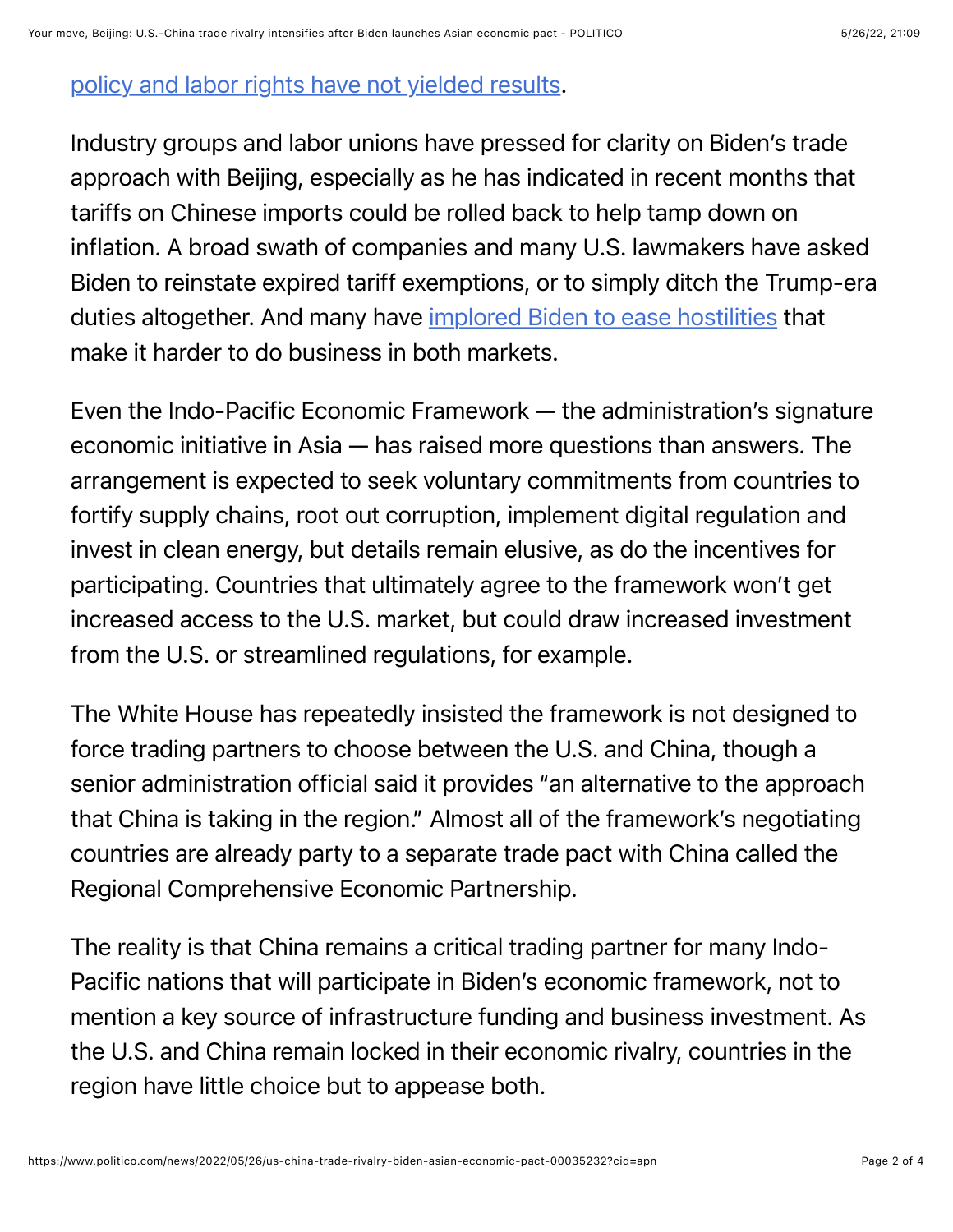policy and labor rights have not yielded results.

Industry groups and labor unions have pressed for clarity on Biden's trade approach with Beijing, especially as he has indicated in recent months that tariffs on Chinese imports could be rolled back to help tamp down on inflation. A broad swath of companies and many U.S. lawmakers have asked Biden to reinstate expired tariff exemptions, or to simply ditch the Trump-era duties altogether. And many have implored Biden to ease hostilities that make it harder to do business in both markets.

Even the Indo-Pacific Economic Framework — the administration's signature economic initiative in Asia — has raised more questions than answers. The arrangement is expected to seek voluntary commitments from countries to fortify supply chains, root out corruption, implement digital regulation and invest in clean energy, but details remain elusive, as do the incentives for participating. Countries that ultimately agree to the framework won't get increased access to the U.S. market, but could draw increased investment from the U.S. or streamlined regulations, for example.

The White House has repeatedly insisted the framework is not designed to force trading partners to choose between the U.S. and China, though a senior administration official said it provides "an alternative to the approach that China is taking in the region." Almost all of the framework's negotiating countries are already party to a separate trade pact with China called the Regional Comprehensive Economic Partnership.

The reality is that China remains a critical trading partner for many Indo-Pacific nations that will participate in Biden's economic framework, not to mention a key source of infrastructure funding and business investment. As the U.S. and China remain locked in their economic rivalry, countries in the region have little choice but to appease both.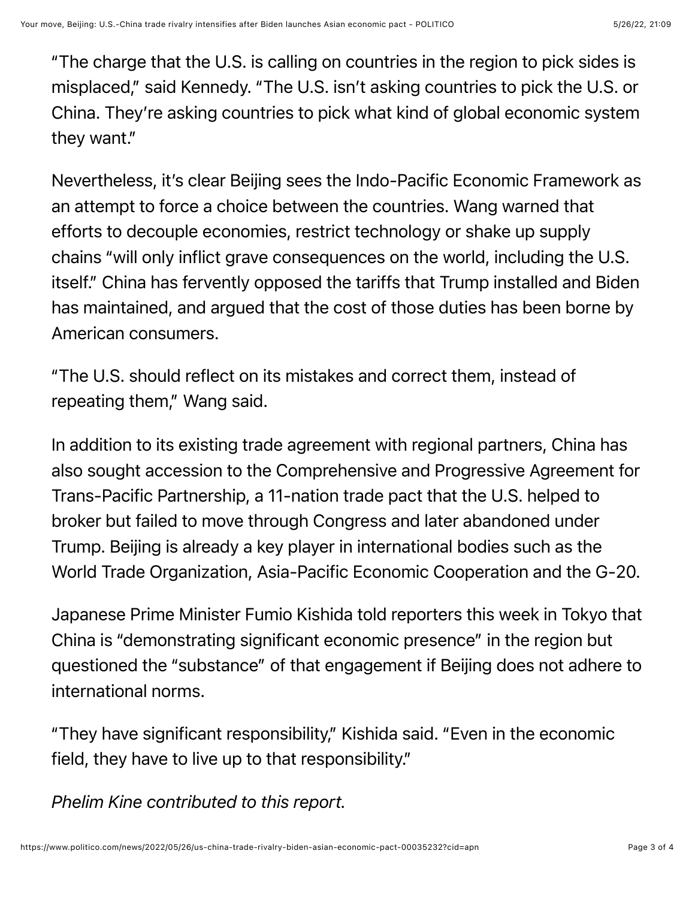"The charge that the U.S. is calling on countries in the region to pick sides is misplaced," said Kennedy. "The U.S. isn't asking countries to pick the U.S. or China. They're asking countries to pick what kind of global economic system they want."

Nevertheless, it's clear Beijing sees the Indo-Pacific Economic Framework as an attempt to force a choice between the countries. Wang warned that efforts to decouple economies, restrict technology or shake up supply chains "will only inflict grave consequences on the world, including the U.S. itself." China has fervently opposed the tariffs that Trump installed and Biden has maintained, and argued that the cost of those duties has been borne by American consumers.

"The U.S. should reflect on its mistakes and correct them, instead of repeating them," Wang said.

In addition to its existing trade agreement with regional partners, China has also sought accession to the Comprehensive and Progressive Agreement for Trans-Pacific Partnership, a 11-nation trade pact that the U.S. helped to broker but failed to move through Congress and later abandoned under Trump. Beijing is already a key player in international bodies such as the World Trade Organization, Asia-Pacific Economic Cooperation and the G-20.

Japanese Prime Minister Fumio Kishida told reporters this week in Tokyo that China is "demonstrating significant economic presence" in the region but questioned the "substance" of that engagement if Beijing does not adhere to international norms.

"They have significant responsibility," Kishida said. "Even in the economic field, they have to live up to that responsibility."

*Phelim Kine contributed to this report.*